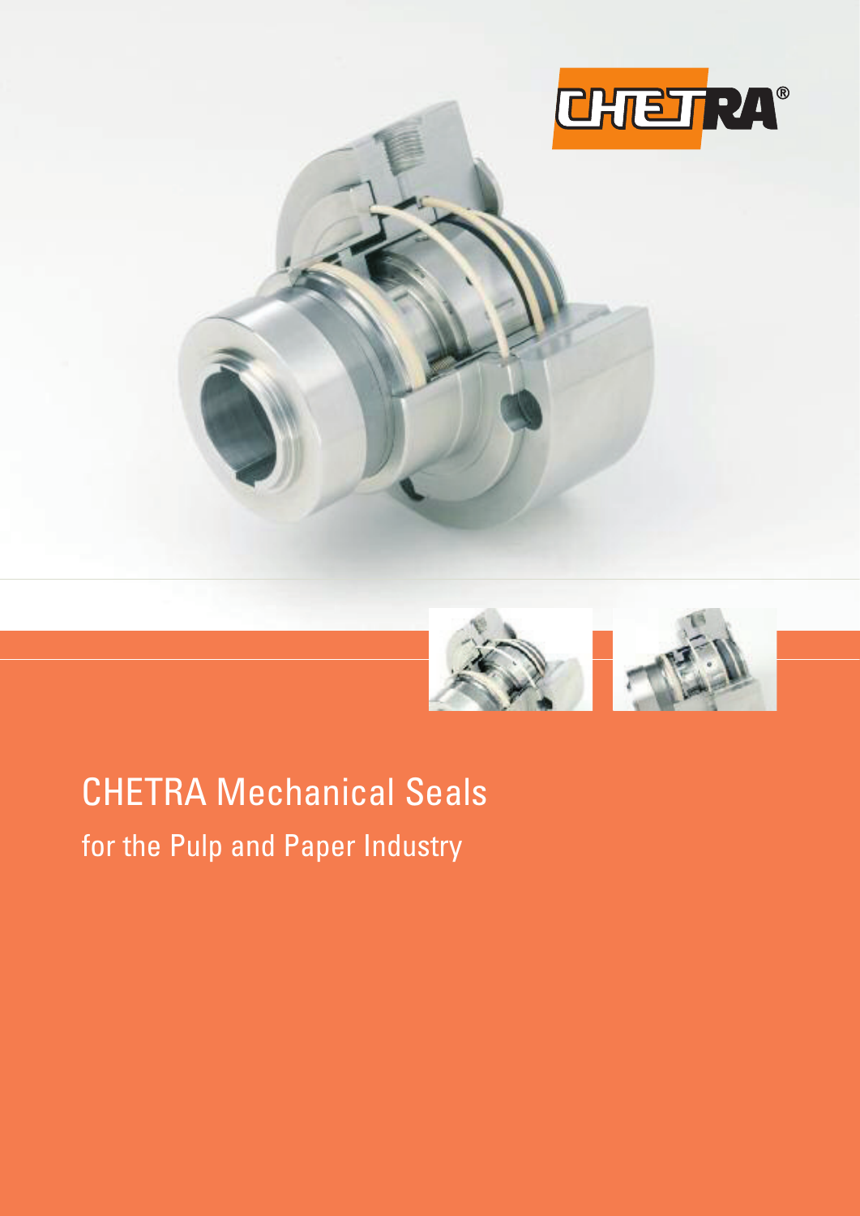# CHETRA Mechanical Seals

## for the Pulp and Paper Industry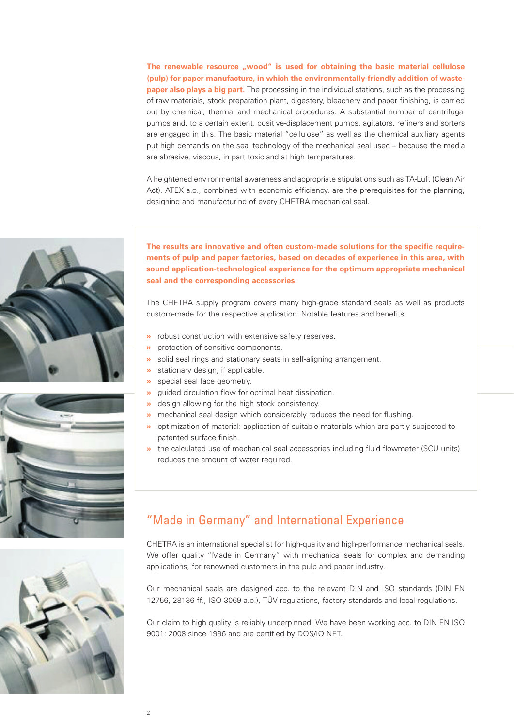**The renewable resource „wood“ is used for obtaining the basic material cellulose (pulp) for paper manufacture, in which the environmentally-friendly addition of waste-paper also plays a big part.** The processing in the individual stations, such as the processing of raw materials, stock preparation plant, digestery, bleachery and paper finishing, is carried out by chemical, thermal and mechanical procedures. A substantial number of centrifugal pumps and, to a certain extent, positive-displacement pumps, agitators, refiners and sorters are engaged in this. The basic material "cellulose" as well as the chemical auxiliary agents put high demands on the seal technology of the mechanical seal used – because the media are abrasive, viscous, in part toxic and at high temperatures.

A heightened environmental awareness and appropriate stipulations such as TA-Luft (Clean Air Act), ATEX a.o., combined with economic efficiency, are the prerequisites for the planning, designing and manufacturing of every CHETRA mechanical seal.

**The results are innovative and often custom-made solutions for the specific requirements of pulp and paper factories, based on decades of experience in this area, with sound application-technological experience for the optimum appropriate mechanical seal and the corresponding accessories.**

The CHETRA supply program covers many high-grade standard seals as well as products custom-made for the respective application. Notable features and benefits:

- robust construction with extensive safety reserves.
- protection of sensitive components.
- solid seal rings and stationary seats in self-aligning arrangement.
- stationary design, if applicable.
- special seal face geometry.
- guided circulation flow for optimal heat dissipation.
- design allowing for the high stock consistency.
- mechanical seal design which considerably reduces the need for flushing.
- optimization of material: application of suitable materials which are partly subjected to patented surface finish.
- the calculated use of mechanical seal accessories including fluid flowmeter (SCU units) reduces the amount of water required.

## "Made in Germany" and International Experience

CHETRA is an international specialist for high-quality and high-performance mechanical seals. We offer quality "Made in Germany" with mechanical seals for complex and demanding applications, for renowned customers in the pulp and paper industry.

Our mechanical seals are designed acc. to the relevant DIN and ISO standards (DIN EN 12756, 28136 ff., ISO 3069 a.o.), TÜV regulations, factory standards and local regulations.

Our claim to high quality is reliably underpinned: We have been working acc. to DIN EN ISO 9001: 2008 since 1996 and are certified by DQS/IQ NET.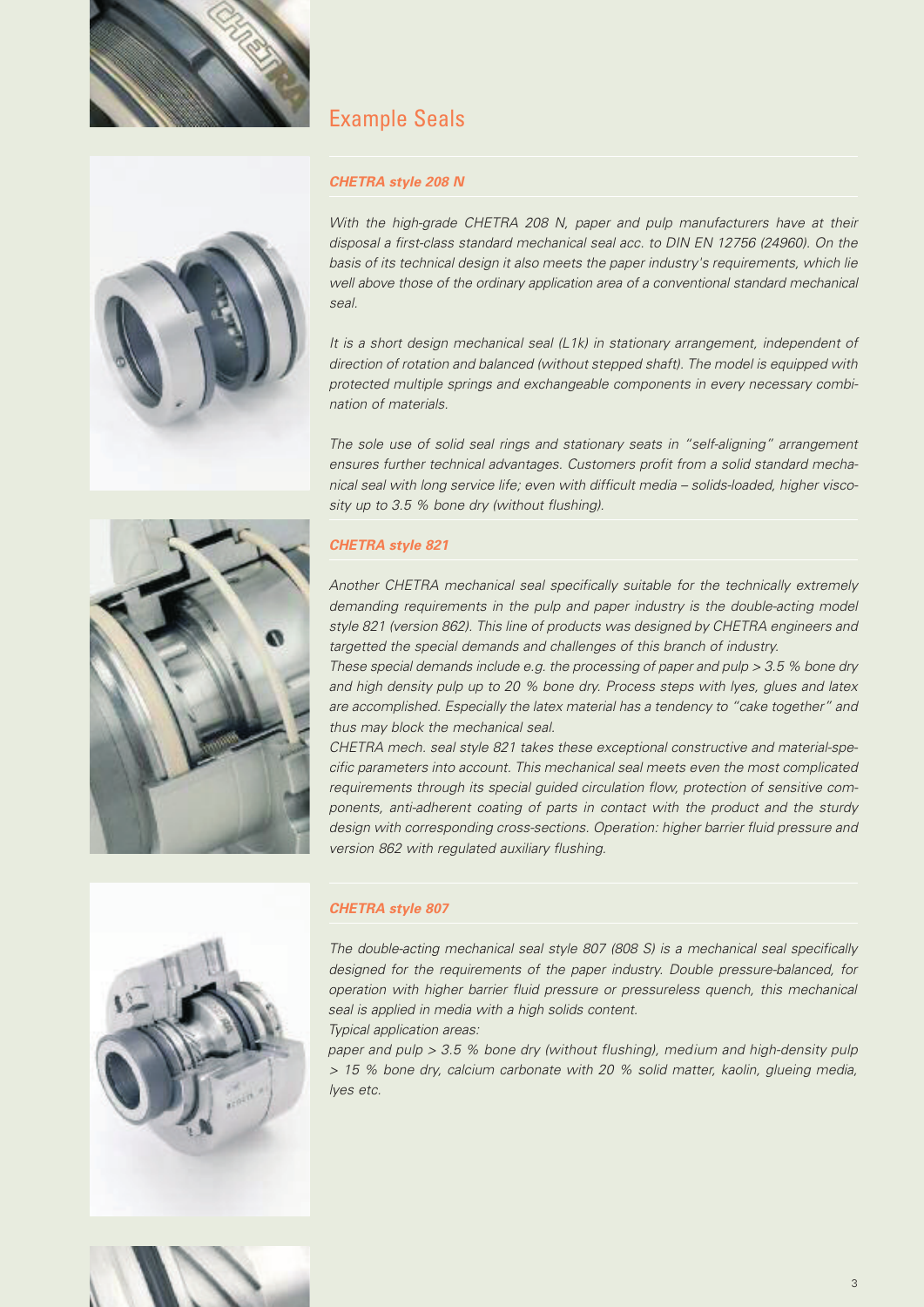# Example Seals

## *CHETRA style 208 N*

*With the high-grade CHETRA 208 N, paper and pulp manufacturers have at their disposal a first-class standard mechanical seal acc. to DIN EN 12756 (24960). On the basis of its technical design it also meets the paper industry's requirements, which lie well above those of the ordinary application area of a conventional standard mechanical seal.*

*It is a short design mechanical seal (L1k) in stationary arrangement, independent of direction of rotation and balanced (without stepped shaft). The model is equipped with protected multiple springs and exchangeable components in every necessary combination of materials.*

*The sole use of solid seal rings and stationary seats in "self-aligning" arrangement ensures further technical advantages. Customers profit from a solid standard mechanical seal with long service life; even with difficult media – solids-loaded, higher viscosity up to 3.5 % bone dry (without flushing).*

## *CHETRA style 821*

*Another CHETRA mechanical seal specifically suitable for the technically extremely demanding requirements in the pulp and paper industry is the double-acting model style 821 (version 862). This line of products was designed by CHETRA engineers and targetted the special demands and challenges of this branch of industry.*
*These special demands include e.g. the processing of paper and pulp > 3.5 % bone dry and high density pulp up to 20 % bone dry. Process steps with lyes, glues and latex are accomplished. Especially the latex material has a tendency to "cake together" and thus may block the mechanical seal.*
*CHETRA mech. seal style 821 takes these exceptional constructive and material-specific parameters into account. This mechanical seal meets even the most complicated requirements through its special guided circulation flow, protection of sensitive components, anti-adherent coating of parts in contact with the product and the sturdy design with corresponding cross-sections. Operation: higher barrier fluid pressure and version 862 with regulated auxiliary flushing.*

## *CHETRA style 807*

*The double-acting mechanical seal style 807 (808 S) is a mechanical seal specifically designed for the requirements of the paper industry. Double pressure-balanced, for operation with higher barrier fluid pressure or pressureless quench, this mechanical seal is applied in media with a high solids content.*
*Typical application areas:*
*paper and pulp > 3.5 % bone dry (without flushing), medium and high-density pulp > 15 % bone dry, calcium carbonate with 20 % solid matter, kaolin, glueing media, lyes etc.*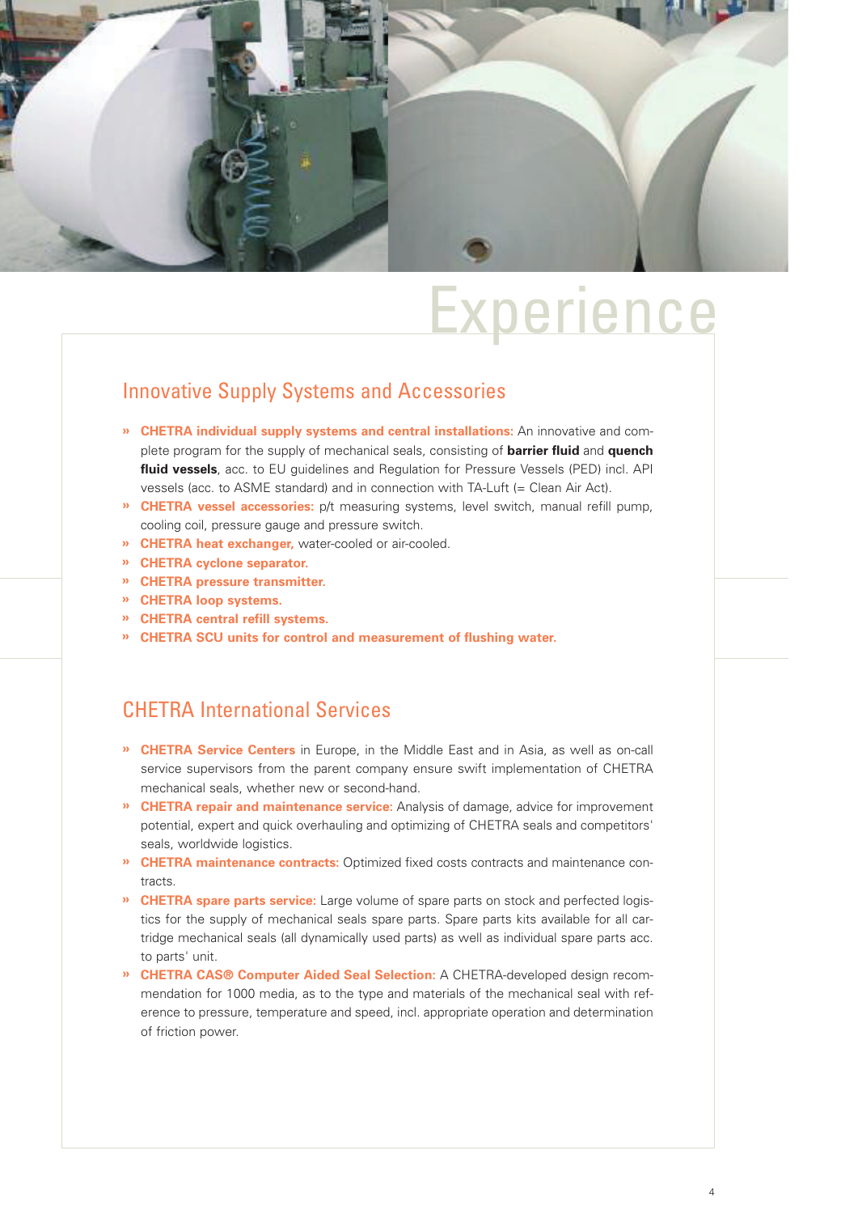# Experience

## Innovative Supply Systems and Accessories

- **CHETRA individual supply systems and central installations:** An innovative and complete program for the supply of mechanical seals, consisting of **barrier fluid** and **quench fluid vessels**, acc. to EU guidelines and Regulation for Pressure Vessels (PED) incl. API vessels (acc. to ASME standard) and in connection with TA-Luft (= Clean Air Act).
- **CHETRA vessel accessories:** p/t measuring systems, level switch, manual refill pump, cooling coil, pressure gauge and pressure switch.
- **CHETRA heat exchanger,** water-cooled or air-cooled.
- **CHETRA cyclone separator.**
- **CHETRA pressure transmitter.**
- **CHETRA loop systems.**
- **CHETRA central refill systems.**
- **CHETRA SCU units for control and measurement of flushing water.**

## CHETRA International Services

- **CHETRA Service Centers** in Europe, in the Middle East and in Asia, as well as on-call service supervisors from the parent company ensure swift implementation of CHETRA mechanical seals, whether new or second-hand.
- **CHETRA repair and maintenance service:** Analysis of damage, advice for improvement potential, expert and quick overhauling and optimizing of CHETRA seals and competitors' seals, worldwide logistics.
- **CHETRA maintenance contracts:** Optimized fixed costs contracts and maintenance contracts.
- **CHETRA spare parts service:** Large volume of spare parts on stock and perfected logistics for the supply of mechanical seals spare parts. Spare parts kits available for all cartridge mechanical seals (all dynamically used parts) as well as individual spare parts acc. to parts' unit.
- **CHETRA CAS® Computer Aided Seal Selection:** A CHETRA-developed design recommendation for 1000 media, as to the type and materials of the mechanical seal with reference to pressure, temperature and speed, incl. appropriate operation and determination of friction power.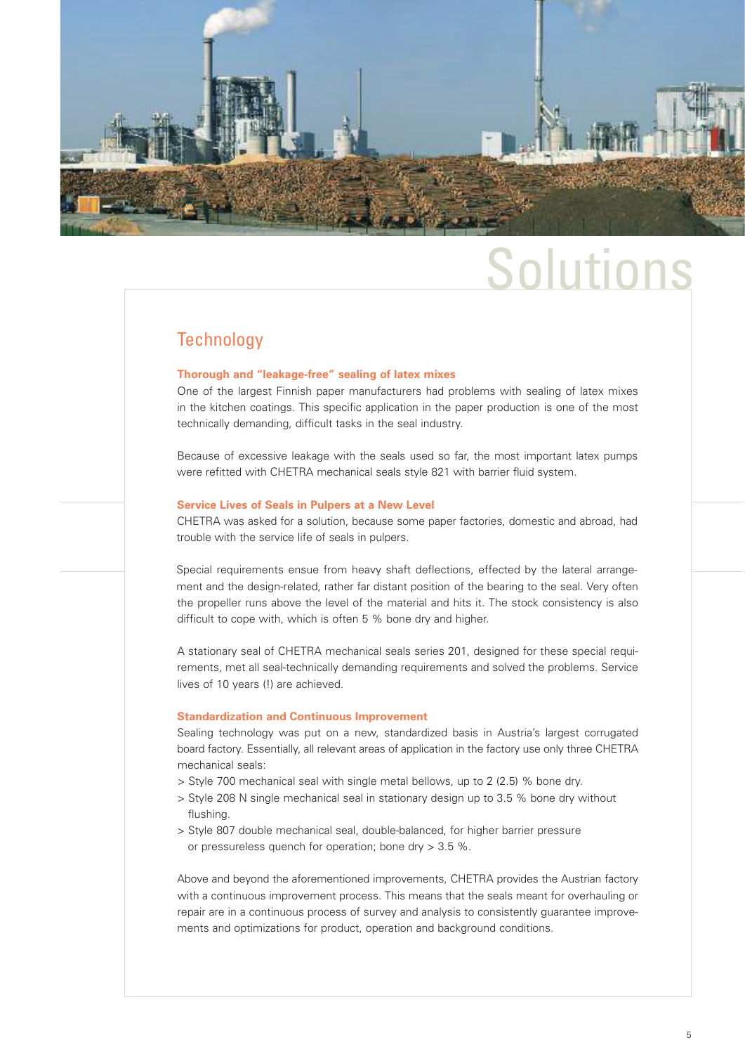# Solutions

## Technology

### Thorough and "leakage-free" sealing of latex mixes

One of the largest Finnish paper manufacturers had problems with sealing of latex mixes in the kitchen coatings. This specific application in the paper production is one of the most technically demanding, difficult tasks in the seal industry.

Because of excessive leakage with the seals used so far, the most important latex pumps were refitted with CHETRA mechanical seals style 821 with barrier fluid system.

### Service Lives of Seals in Pulpers at a New Level

CHETRA was asked for a solution, because some paper factories, domestic and abroad, had trouble with the service life of seals in pulpers.

Special requirements ensue from heavy shaft deflections, effected by the lateral arrangement and the design-related, rather far distant position of the bearing to the seal. Very often the propeller runs above the level of the material and hits it. The stock consistency is also difficult to cope with, which is often 5 % bone dry and higher.

A stationary seal of CHETRA mechanical seals series 201, designed for these special requirements, met all seal-technically demanding requirements and solved the problems. Service lives of 10 years (!) are achieved.

### Standardization and Continuous Improvement

Sealing technology was put on a new, standardized basis in Austria's largest corrugated board factory. Essentially, all relevant areas of application in the factory use only three CHETRA mechanical seals:

> Style 700 mechanical seal with single metal bellows, up to 2 (2.5) % bone dry.
> Style 208 N single mechanical seal in stationary design up to 3.5 % bone dry without flushing.
> Style 807 double mechanical seal, double-balanced, for higher barrier pressure or pressureless quench for operation; bone dry > 3.5 %.

Above and beyond the aforementioned improvements, CHETRA provides the Austrian factory with a continuous improvement process. This means that the seals meant for overhauling or repair are in a continuous process of survey and analysis to consistently guarantee improvements and optimizations for product, operation and background conditions.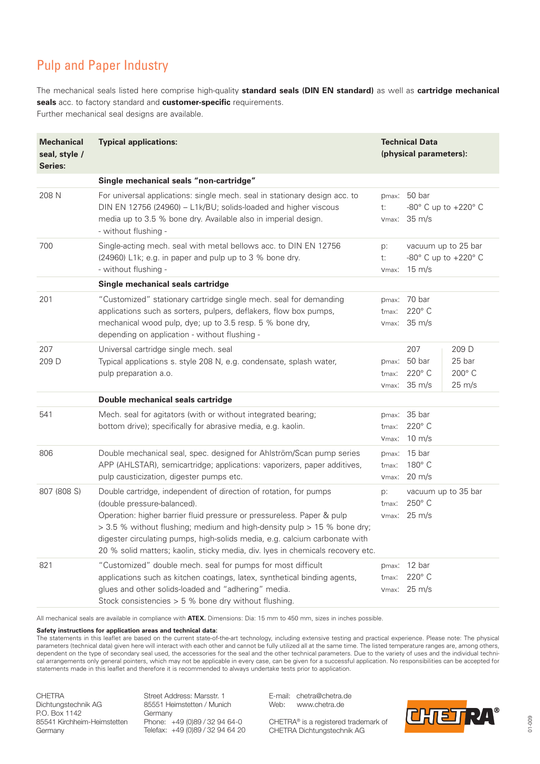# Pulp and Paper Industry

The mechanical seals listed here comprise high-quality **standard seals (DIN EN standard)** as well as **cartridge mechanical seals** acc. to factory standard and **customer-specific** requirements.
Further mechanical seal designs are available.

| Mechanical seal, style / Series: | Typical applications: | Technical Data (physical parameters): |
|---|---|---|
| | **Single mechanical seals "non-cartridge"** | |
| 208 N | For universal applications: single mech. seal in stationary design acc. to DIN EN 12756 (24960) – L1k/BU; solids-loaded and higher viscous media up to 3.5 % bone dry. Available also in imperial design. - without flushing - | pmax: 50 bar<br>t: -80° C up to +220° C<br>vmax: 35 m/s |
| 700 | Single-acting mech. seal with metal bellows acc. to DIN EN 12756 (24960) L1k; e.g. in paper and pulp up to 3 % bone dry. - without flushing - | p: vacuum up to 25 bar<br>t: -80° C up to +220° C<br>vmax: 15 m/s |
| | **Single mechanical seals cartridge** | |
| 201 | "Customized" stationary cartridge single mech. seal for demanding applications such as sorters, pulpers, deflakers, flow box pumps, mechanical wood pulp, dye; up to 3.5 resp. 5 % bone dry, depending on application - without flushing - | pmax: 70 bar<br>tmax: 220° C<br>vmax: 35 m/s |
| 207<br>209 D | Universal cartridge single mech. seal<br>Typical applications s. style 208 N, e.g. condensate, splash water, pulp preparation a.o. | 207 / 209 D<br>pmax: 50 bar / 25 bar<br>tmax: 220° C / 200° C<br>vmax: 35 m/s / 25 m/s |
| | **Double mechanical seals cartridge** | |
| 541 | Mech. seal for agitators (with or without integrated bearing; bottom drive); specifically for abrasive media, e.g. kaolin. | pmax: 35 bar<br>tmax: 220° C<br>vmax: 10 m/s |
| 806 | Double mechanical seal, spec. designed for Ahlström/Scan pump series APP (AHLSTAR), semicartridge; applications: vaporizers, paper additives, pulp causticization, digester pumps etc. | pmax: 15 bar<br>tmax: 180° C<br>vmax: 20 m/s |
| 807 (808 S) | Double cartridge, independent of direction of rotation, for pumps (double pressure-balanced).<br>Operation: higher barrier fluid pressure or pressureless. Paper & pulp > 3.5 % without flushing; medium and high-density pulp > 15 % bone dry; digester circulating pumps, high-solids media, e.g. calcium carbonate with 20 % solid matters; kaolin, sticky media, div. lyes in chemicals recovery etc. | p: vacuum up to 35 bar<br>tmax: 250° C<br>vmax: 25 m/s |
| 821 | "Customized" double mech. seal for pumps for most difficult applications such as kitchen coatings, latex, synthetical binding agents, glues and other solids-loaded and "adhering" media.<br>Stock consistencies > 5 % bone dry without flushing. | pmax: 12 bar<br>tmax: 220° C<br>vmax: 25 m/s |

All mechanical seals are available in compliance with **ATEX.** Dimensions: Dia: 15 mm to 450 mm, sizes in inches possible.

**Safety instructions for application areas and technical data:**
The statements in this leaflet are based on the current state-of-the-art technology, including extensive testing and practical experience. Please note: The physical parameters (technical data) given here will interact with each other and cannot be fully utilized all at the same time. The listed temperature ranges are, among others, dependent on the type of secondary seal used, the accessories for the seal and the other technical parameters. Due to the variety of uses and the individual technical arrangements only general pointers, which may not be applicable in every case, can be given for a successful application. No responsibilities can be accepted for statements made in this leaflet and therefore it is recommended to always undertake tests prior to application.

CHETRA
Dichtungstechnik AG
P.O. Box 1142
85541 Kirchheim-Heimstetten
Germany

Street Address: Marsstr. 1
85551 Heimstetten / Munich
Germany
Phone: +49 (0)89 / 32 94 64-0
Telefax: +49 (0)89 / 32 94 64 20

E-mail: chetra@chetra.de
Web: www.chetra.de

CHETRA® is a registered trademark of CHETRA Dichtungstechnik AG

01-009